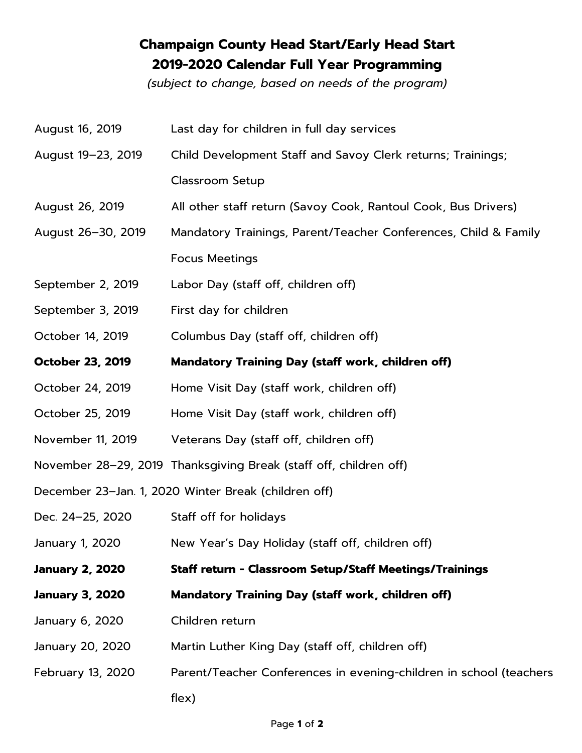# Champaign County Head Start/Early Head Start
## 2019-2020 Calendar Full Year Programming

*(subject to change, based on needs of the program)*

| | |
|---|---|
| August 16, 2019 | Last day for children in full day services |
| August 19–23, 2019 | Child Development Staff and Savoy Clerk returns; Trainings; Classroom Setup |
| August 26, 2019 | All other staff return (Savoy Cook, Rantoul Cook, Bus Drivers) |
| August 26–30, 2019 | Mandatory Trainings, Parent/Teacher Conferences, Child & Family Focus Meetings |
| September 2, 2019 | Labor Day (staff off, children off) |
| September 3, 2019 | First day for children |
| October 14, 2019 | Columbus Day (staff off, children off) |
| **October 23, 2019** | **Mandatory Training Day (staff work, children off)** |
| October 24, 2019 | Home Visit Day (staff work, children off) |
| October 25, 2019 | Home Visit Day (staff work, children off) |
| November 11, 2019 | Veterans Day (staff off, children off) |
| November 28–29, 2019 | Thanksgiving Break (staff off, children off) |
| December 23–Jan. 1, 2020 | Winter Break (children off) |
| Dec. 24–25, 2020 | Staff off for holidays |
| January 1, 2020 | New Year's Day Holiday (staff off, children off) |
| **January 2, 2020** | **Staff return - Classroom Setup/Staff Meetings/Trainings** |
| **January 3, 2020** | **Mandatory Training Day (staff work, children off)** |
| January 6, 2020 | Children return |
| January 20, 2020 | Martin Luther King Day (staff off, children off) |
| February 13, 2020 | Parent/Teacher Conferences in evening-children in school (teachers flex) |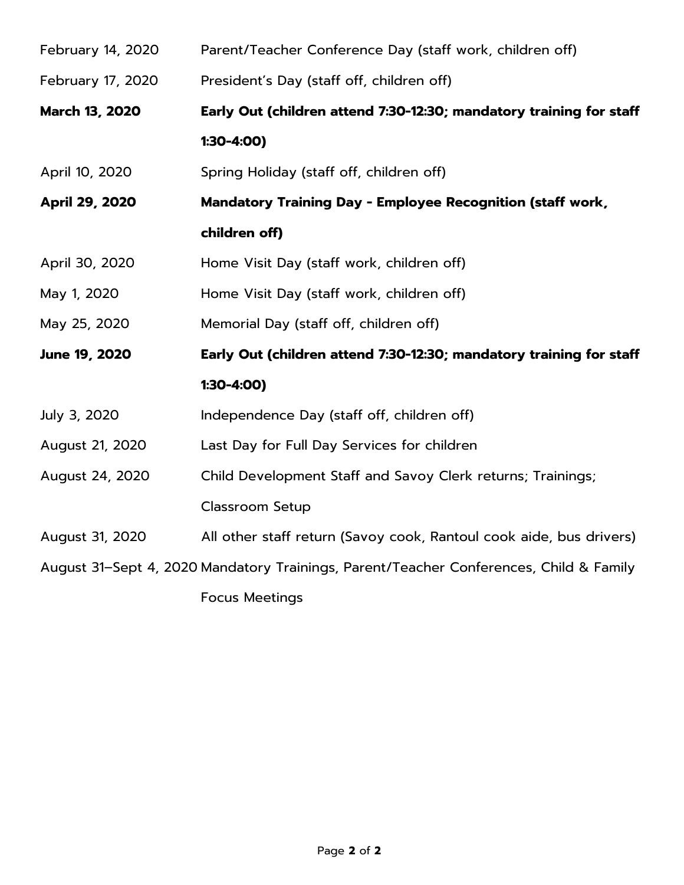| | |
|---|---|
| February 14, 2020 | Parent/Teacher Conference Day (staff work, children off) |
| February 17, 2020 | President's Day (staff off, children off) |
| **March 13, 2020** | **Early Out (children attend 7:30-12:30; mandatory training for staff 1:30-4:00)** |
| April 10, 2020 | Spring Holiday (staff off, children off) |
| **April 29, 2020** | **Mandatory Training Day - Employee Recognition (staff work, children off)** |
| April 30, 2020 | Home Visit Day (staff work, children off) |
| May 1, 2020 | Home Visit Day (staff work, children off) |
| May 25, 2020 | Memorial Day (staff off, children off) |
| **June 19, 2020** | **Early Out (children attend 7:30-12:30; mandatory training for staff 1:30-4:00)** |
| July 3, 2020 | Independence Day (staff off, children off) |
| August 21, 2020 | Last Day for Full Day Services for children |
| August 24, 2020 | Child Development Staff and Savoy Clerk returns; Trainings; Classroom Setup |
| August 31, 2020 | All other staff return (Savoy cook, Rantoul cook aide, bus drivers) |
| August 31–Sept 4, 2020 | Mandatory Trainings, Parent/Teacher Conferences, Child & Family Focus Meetings |